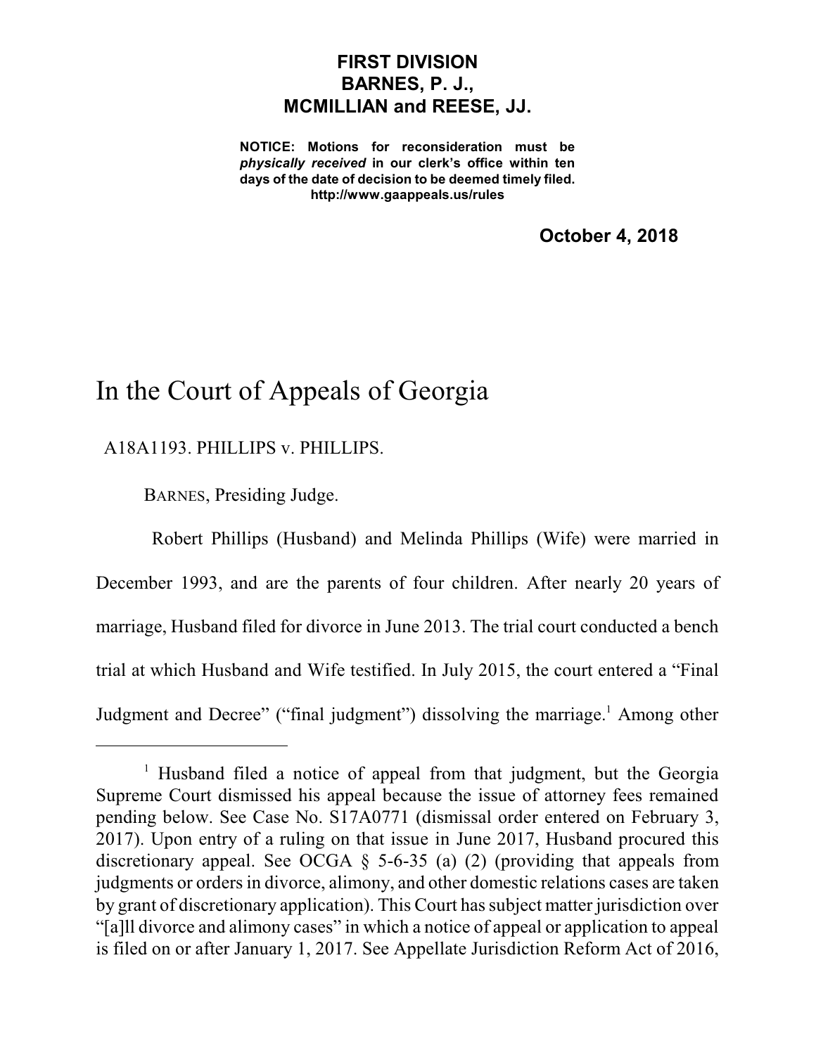**FIRST DIVISION**
**BARNES, P. J.,**
**MCMILLIAN and REESE, JJ.**

**NOTICE: Motions for reconsideration must be *physically received* in our clerk's office within ten days of the date of decision to be deemed timely filed.**
**http://www.gaappeals.us/rules**

**October 4, 2018**

# In the Court of Appeals of Georgia

A18A1193. PHILLIPS v. PHILLIPS.

BARNES, Presiding Judge.

Robert Phillips (Husband) and Melinda Phillips (Wife) were married in December 1993, and are the parents of four children. After nearly 20 years of marriage, Husband filed for divorce in June 2013. The trial court conducted a bench trial at which Husband and Wife testified. In July 2015, the court entered a "Final Judgment and Decree" ("final judgment") dissolving the marriage.[1] Among other

---

[1] Husband filed a notice of appeal from that judgment, but the Georgia Supreme Court dismissed his appeal because the issue of attorney fees remained pending below. See Case No. S17A0771 (dismissal order entered on February 3, 2017). Upon entry of a ruling on that issue in June 2017, Husband procured this discretionary appeal. See OCGA § 5-6-35 (a) (2) (providing that appeals from judgments or orders in divorce, alimony, and other domestic relations cases are taken by grant of discretionary application). This Court has subject matter jurisdiction over "[a]ll divorce and alimony cases" in which a notice of appeal or application to appeal is filed on or after January 1, 2017. See Appellate Jurisdiction Reform Act of 2016,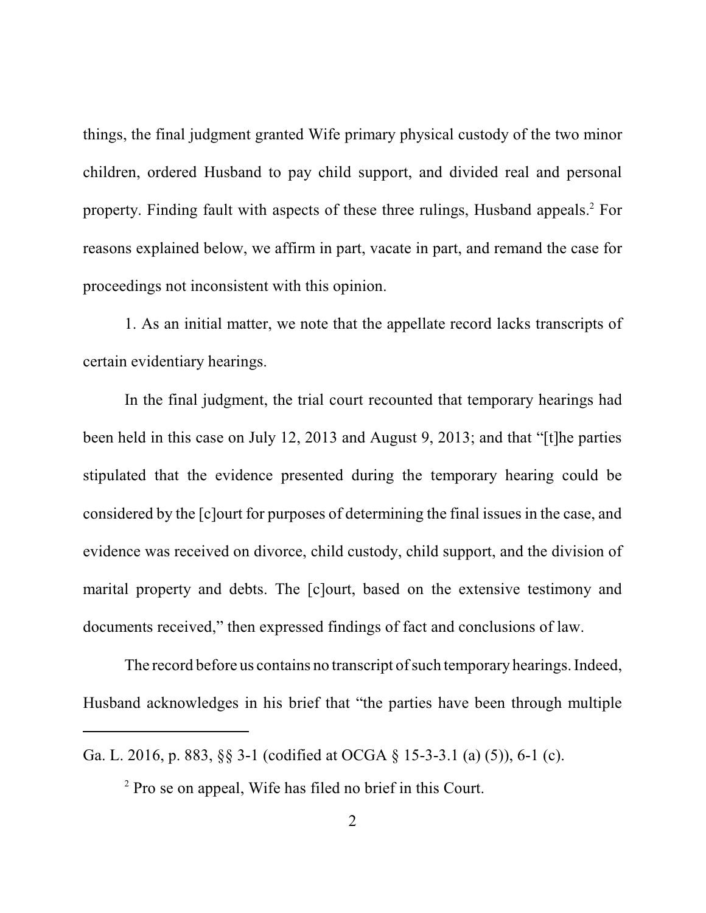things, the final judgment granted Wife primary physical custody of the two minor children, ordered Husband to pay child support, and divided real and personal property. Finding fault with aspects of these three rulings, Husband appeals.[2] For reasons explained below, we affirm in part, vacate in part, and remand the case for proceedings not inconsistent with this opinion.

1. As an initial matter, we note that the appellate record lacks transcripts of certain evidentiary hearings.

In the final judgment, the trial court recounted that temporary hearings had been held in this case on July 12, 2013 and August 9, 2013; and that "[t]he parties stipulated that the evidence presented during the temporary hearing could be considered by the [c]ourt for purposes of determining the final issues in the case, and evidence was received on divorce, child custody, child support, and the division of marital property and debts. The [c]ourt, based on the extensive testimony and documents received," then expressed findings of fact and conclusions of law.

The record before us contains no transcript of such temporary hearings. Indeed, Husband acknowledges in his brief that "the parties have been through multiple

---

Ga. L. 2016, p. 883, §§ 3-1 (codified at OCGA § 15-3-3.1 (a) (5)), 6-1 (c).

[2] Pro se on appeal, Wife has filed no brief in this Court.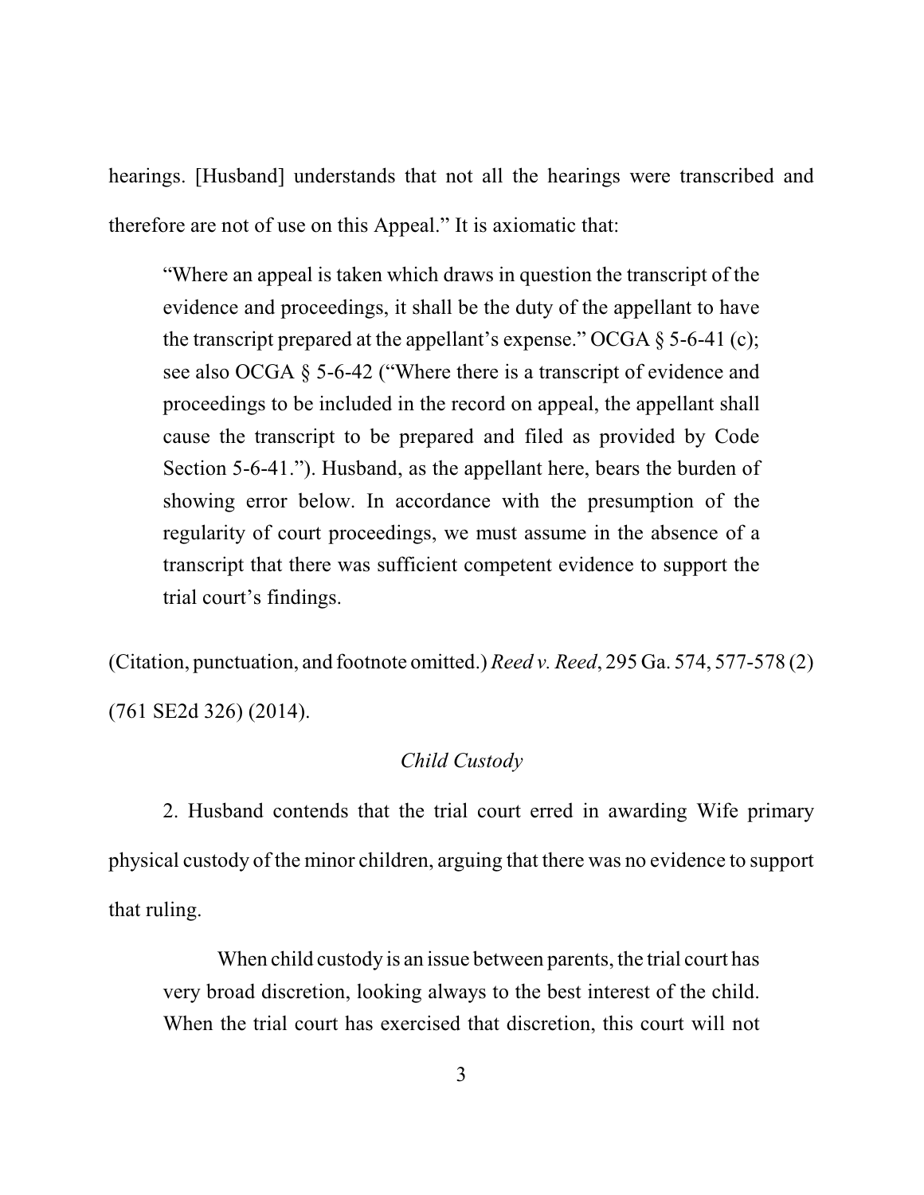hearings. [Husband] understands that not all the hearings were transcribed and therefore are not of use on this Appeal." It is axiomatic that:

> "Where an appeal is taken which draws in question the transcript of the evidence and proceedings, it shall be the duty of the appellant to have the transcript prepared at the appellant's expense." OCGA § 5-6-41 (c); see also OCGA § 5-6-42 ("Where there is a transcript of evidence and proceedings to be included in the record on appeal, the appellant shall cause the transcript to be prepared and filed as provided by Code Section 5-6-41."). Husband, as the appellant here, bears the burden of showing error below. In accordance with the presumption of the regularity of court proceedings, we must assume in the absence of a transcript that there was sufficient competent evidence to support the trial court's findings.

(Citation, punctuation, and footnote omitted.) *Reed v. Reed*, 295 Ga. 574, 577-578 (2) (761 SE2d 326) (2014).

*Child Custody*

2. Husband contends that the trial court erred in awarding Wife primary physical custody of the minor children, arguing that there was no evidence to support that ruling.

> When child custody is an issue between parents, the trial court has very broad discretion, looking always to the best interest of the child. When the trial court has exercised that discretion, this court will not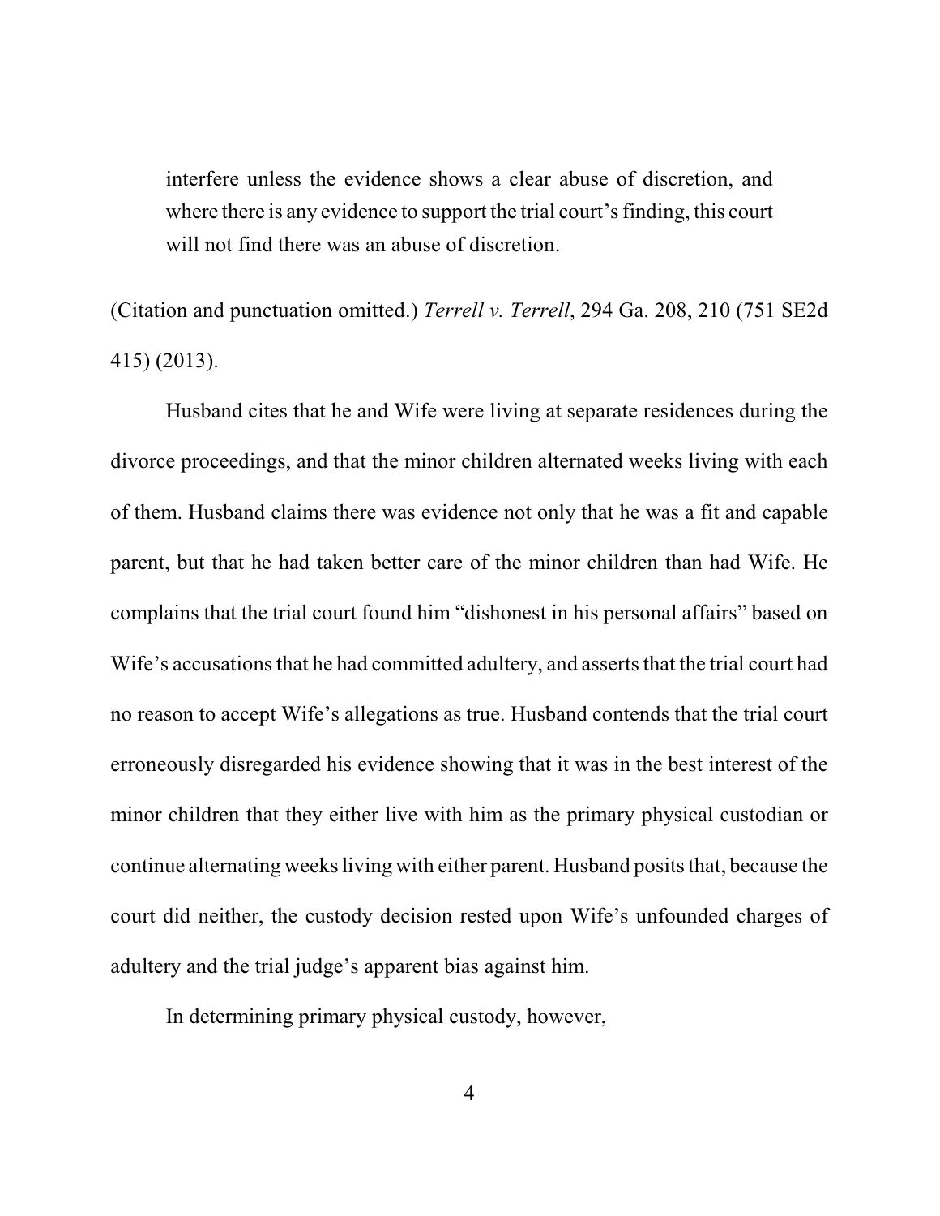> interfere unless the evidence shows a clear abuse of discretion, and where there is any evidence to support the trial court's finding, this court will not find there was an abuse of discretion.

(Citation and punctuation omitted.) *Terrell v. Terrell*, 294 Ga. 208, 210 (751 SE2d 415) (2013).

Husband cites that he and Wife were living at separate residences during the divorce proceedings, and that the minor children alternated weeks living with each of them. Husband claims there was evidence not only that he was a fit and capable parent, but that he had taken better care of the minor children than had Wife. He complains that the trial court found him "dishonest in his personal affairs" based on Wife's accusations that he had committed adultery, and asserts that the trial court had no reason to accept Wife's allegations as true. Husband contends that the trial court erroneously disregarded his evidence showing that it was in the best interest of the minor children that they either live with him as the primary physical custodian or continue alternating weeks living with either parent. Husband posits that, because the court did neither, the custody decision rested upon Wife's unfounded charges of adultery and the trial judge's apparent bias against him.

In determining primary physical custody, however,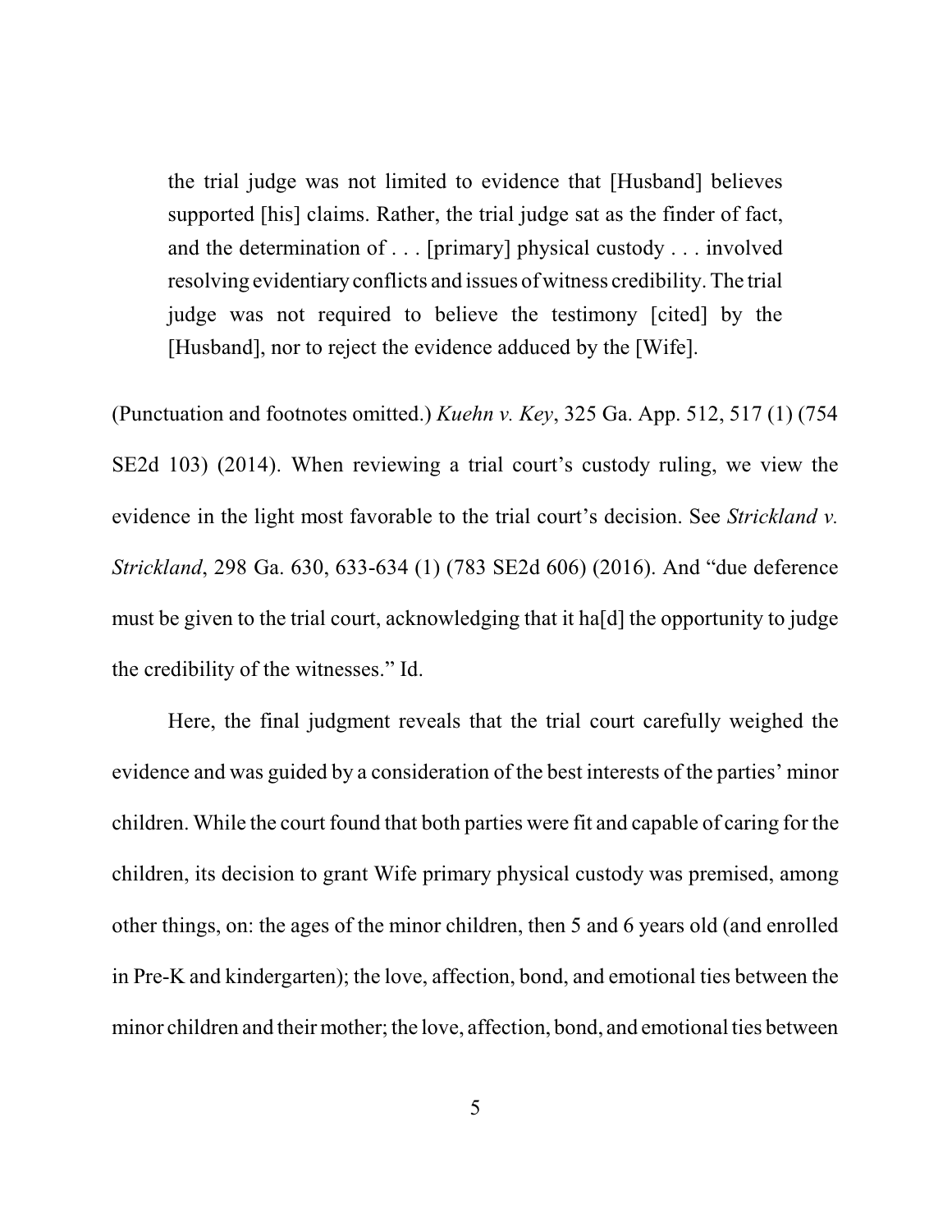> the trial judge was not limited to evidence that [Husband] believes supported [his] claims. Rather, the trial judge sat as the finder of fact, and the determination of . . . [primary] physical custody . . . involved resolving evidentiary conflicts and issues of witness credibility. The trial judge was not required to believe the testimony [cited] by the [Husband], nor to reject the evidence adduced by the [Wife].

(Punctuation and footnotes omitted.) *Kuehn v. Key*, 325 Ga. App. 512, 517 (1) (754 SE2d 103) (2014). When reviewing a trial court's custody ruling, we view the evidence in the light most favorable to the trial court's decision. See *Strickland v. Strickland*, 298 Ga. 630, 633-634 (1) (783 SE2d 606) (2016). And "due deference must be given to the trial court, acknowledging that it ha[d] the opportunity to judge the credibility of the witnesses." Id.

Here, the final judgment reveals that the trial court carefully weighed the evidence and was guided by a consideration of the best interests of the parties' minor children. While the court found that both parties were fit and capable of caring for the children, its decision to grant Wife primary physical custody was premised, among other things, on: the ages of the minor children, then 5 and 6 years old (and enrolled in Pre-K and kindergarten); the love, affection, bond, and emotional ties between the minor children and their mother; the love, affection, bond, and emotional ties between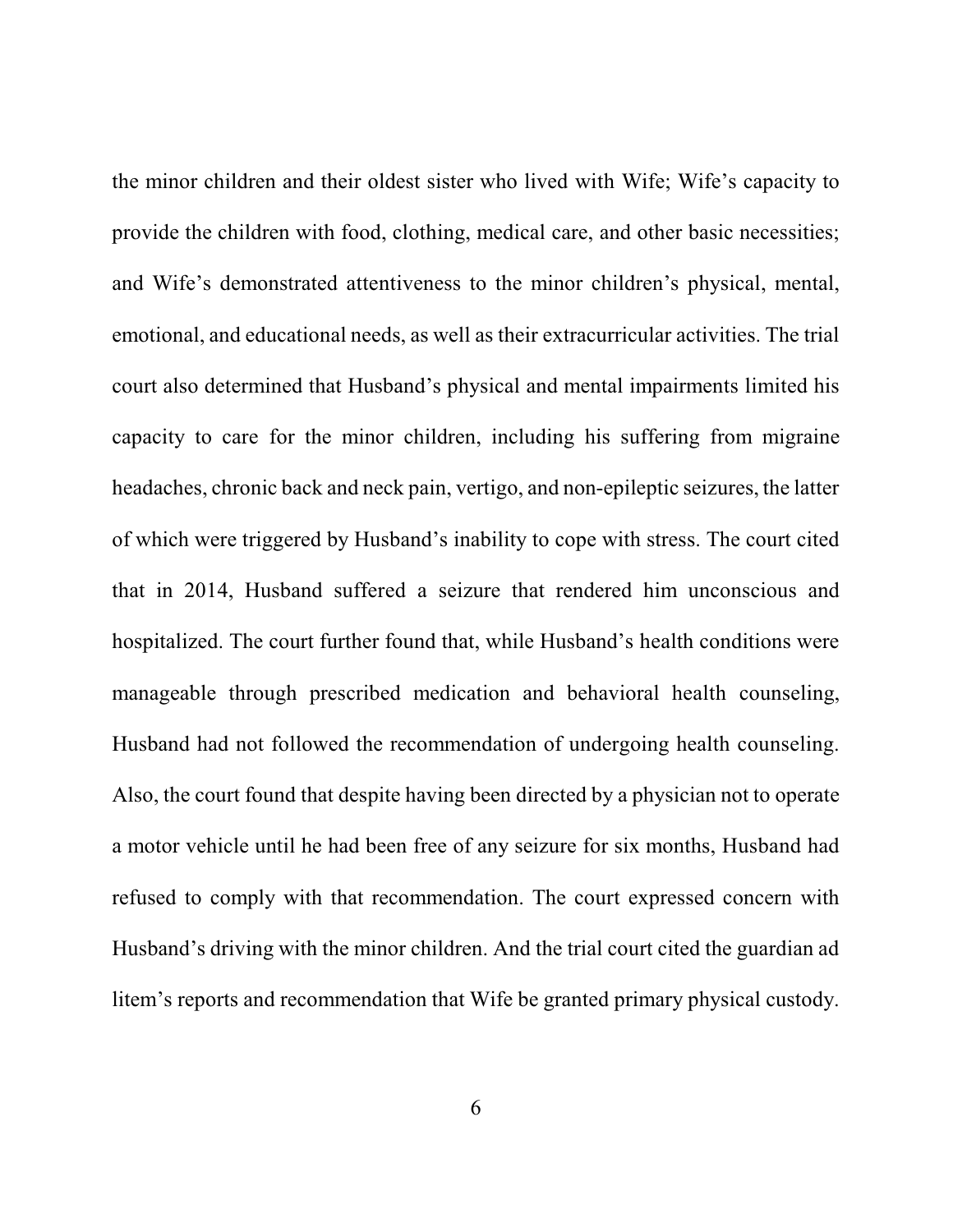the minor children and their oldest sister who lived with Wife; Wife's capacity to provide the children with food, clothing, medical care, and other basic necessities; and Wife's demonstrated attentiveness to the minor children's physical, mental, emotional, and educational needs, as well as their extracurricular activities. The trial court also determined that Husband's physical and mental impairments limited his capacity to care for the minor children, including his suffering from migraine headaches, chronic back and neck pain, vertigo, and non-epileptic seizures, the latter of which were triggered by Husband's inability to cope with stress. The court cited that in 2014, Husband suffered a seizure that rendered him unconscious and hospitalized. The court further found that, while Husband's health conditions were manageable through prescribed medication and behavioral health counseling, Husband had not followed the recommendation of undergoing health counseling. Also, the court found that despite having been directed by a physician not to operate a motor vehicle until he had been free of any seizure for six months, Husband had refused to comply with that recommendation. The court expressed concern with Husband's driving with the minor children. And the trial court cited the guardian ad litem's reports and recommendation that Wife be granted primary physical custody.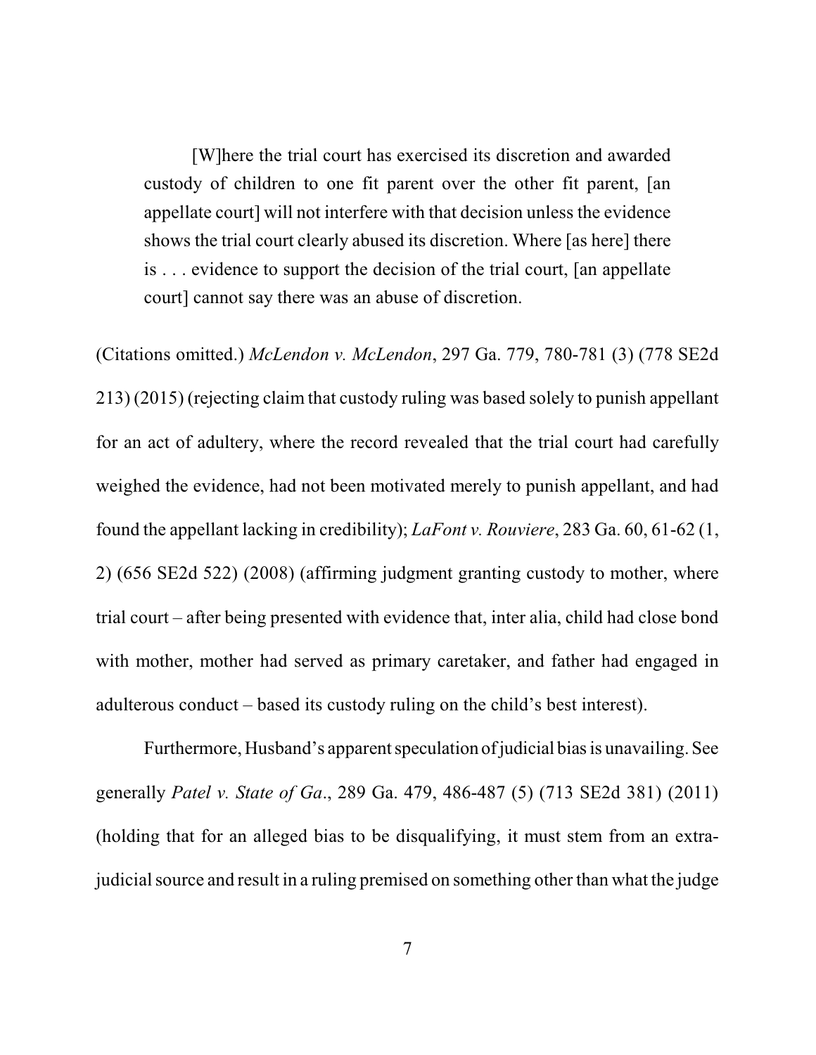> [W]here the trial court has exercised its discretion and awarded custody of children to one fit parent over the other fit parent, [an appellate court] will not interfere with that decision unless the evidence shows the trial court clearly abused its discretion. Where [as here] there is . . . evidence to support the decision of the trial court, [an appellate court] cannot say there was an abuse of discretion.

(Citations omitted.) *McLendon v. McLendon*, 297 Ga. 779, 780-781 (3) (778 SE2d 213) (2015) (rejecting claim that custody ruling was based solely to punish appellant for an act of adultery, where the record revealed that the trial court had carefully weighed the evidence, had not been motivated merely to punish appellant, and had found the appellant lacking in credibility); *LaFont v. Rouviere*, 283 Ga. 60, 61-62 (1, 2) (656 SE2d 522) (2008) (affirming judgment granting custody to mother, where trial court – after being presented with evidence that, inter alia, child had close bond with mother, mother had served as primary caretaker, and father had engaged in adulterous conduct – based its custody ruling on the child's best interest).

Furthermore, Husband's apparent speculation of judicial bias is unavailing. See generally *Patel v. State of Ga*., 289 Ga. 479, 486-487 (5) (713 SE2d 381) (2011) (holding that for an alleged bias to be disqualifying, it must stem from an extra-judicial source and result in a ruling premised on something other than what the judge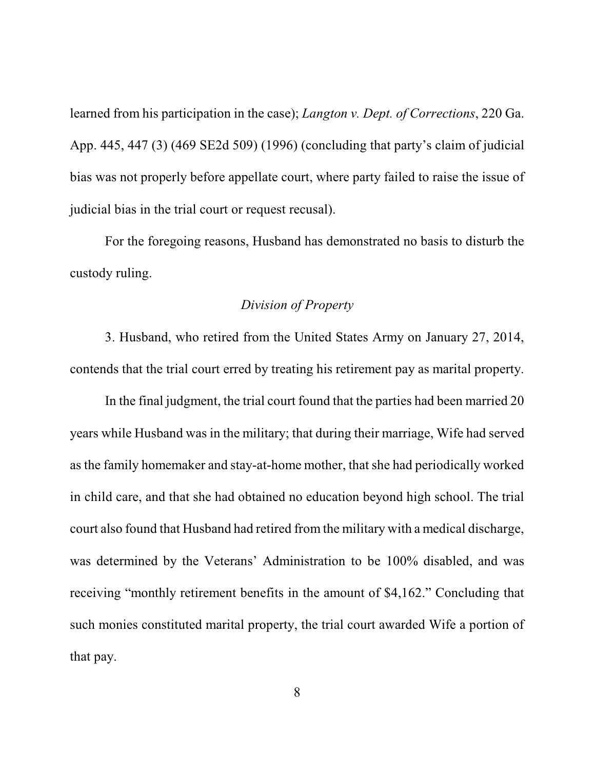learned from his participation in the case); *Langton v. Dept. of Corrections*, 220 Ga. App. 445, 447 (3) (469 SE2d 509) (1996) (concluding that party's claim of judicial bias was not properly before appellate court, where party failed to raise the issue of judicial bias in the trial court or request recusal).

For the foregoing reasons, Husband has demonstrated no basis to disturb the custody ruling.

*Division of Property*

3. Husband, who retired from the United States Army on January 27, 2014, contends that the trial court erred by treating his retirement pay as marital property.

In the final judgment, the trial court found that the parties had been married 20 years while Husband was in the military; that during their marriage, Wife had served as the family homemaker and stay-at-home mother, that she had periodically worked in child care, and that she had obtained no education beyond high school. The trial court also found that Husband had retired from the military with a medical discharge, was determined by the Veterans' Administration to be 100% disabled, and was receiving "monthly retirement benefits in the amount of $4,162." Concluding that such monies constituted marital property, the trial court awarded Wife a portion of that pay.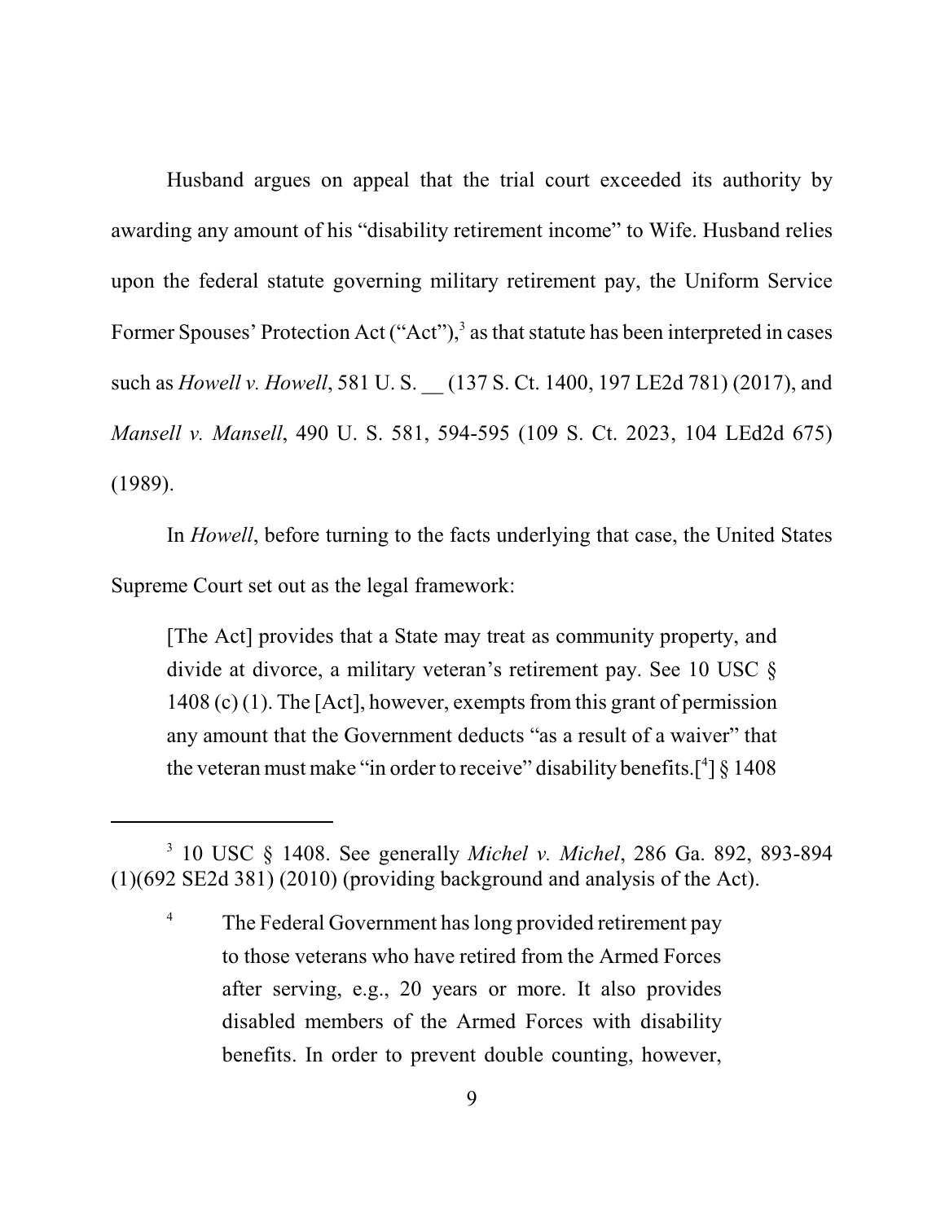Husband argues on appeal that the trial court exceeded its authority by awarding any amount of his "disability retirement income" to Wife. Husband relies upon the federal statute governing military retirement pay, the Uniform Service Former Spouses' Protection Act ("Act"),[3] as that statute has been interpreted in cases such as *Howell v. Howell*, 581 U. S. __ (137 S. Ct. 1400, 197 LE2d 781) (2017), and *Mansell v. Mansell*, 490 U. S. 581, 594-595 (109 S. Ct. 2023, 104 LEd2d 675) (1989).

In *Howell*, before turning to the facts underlying that case, the United States Supreme Court set out as the legal framework:

> [The Act] provides that a State may treat as community property, and divide at divorce, a military veteran's retirement pay. See 10 USC § 1408 (c) (1). The [Act], however, exempts from this grant of permission any amount that the Government deducts "as a result of a waiver" that the veteran must make "in order to receive" disability benefits.[[4]] § 1408

---

[3] 10 USC § 1408. See generally *Michel v. Michel*, 286 Ga. 892, 893-894 (1)(692 SE2d 381) (2010) (providing background and analysis of the Act).

[4] The Federal Government has long provided retirement pay to those veterans who have retired from the Armed Forces after serving, e.g., 20 years or more. It also provides disabled members of the Armed Forces with disability benefits. In order to prevent double counting, however,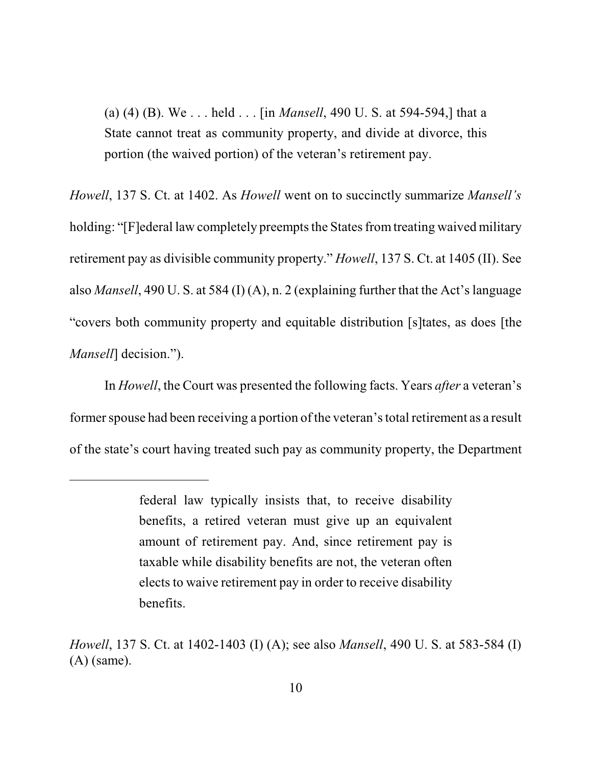(a) (4) (B). We . . . held . . . [in *Mansell*, 490 U. S. at 594-594,] that a State cannot treat as community property, and divide at divorce, this portion (the waived portion) of the veteran's retirement pay.

*Howell*, 137 S. Ct. at 1402. As *Howell* went on to succinctly summarize *Mansell's* holding: "[F]ederal law completely preempts the States from treating waived military retirement pay as divisible community property." *Howell*, 137 S. Ct. at 1405 (II). See also *Mansell*, 490 U. S. at 584 (I) (A), n. 2 (explaining further that the Act's language "covers both community property and equitable distribution [s]tates, as does [the *Mansell*] decision.").

In *Howell*, the Court was presented the following facts. Years *after* a veteran's former spouse had been receiving a portion of the veteran's total retirement as a result of the state's court having treated such pay as community property, the Department

---

> federal law typically insists that, to receive disability benefits, a retired veteran must give up an equivalent amount of retirement pay. And, since retirement pay is taxable while disability benefits are not, the veteran often elects to waive retirement pay in order to receive disability benefits.

*Howell*, 137 S. Ct. at 1402-1403 (I) (A); see also *Mansell*, 490 U. S. at 583-584 (I) (A) (same).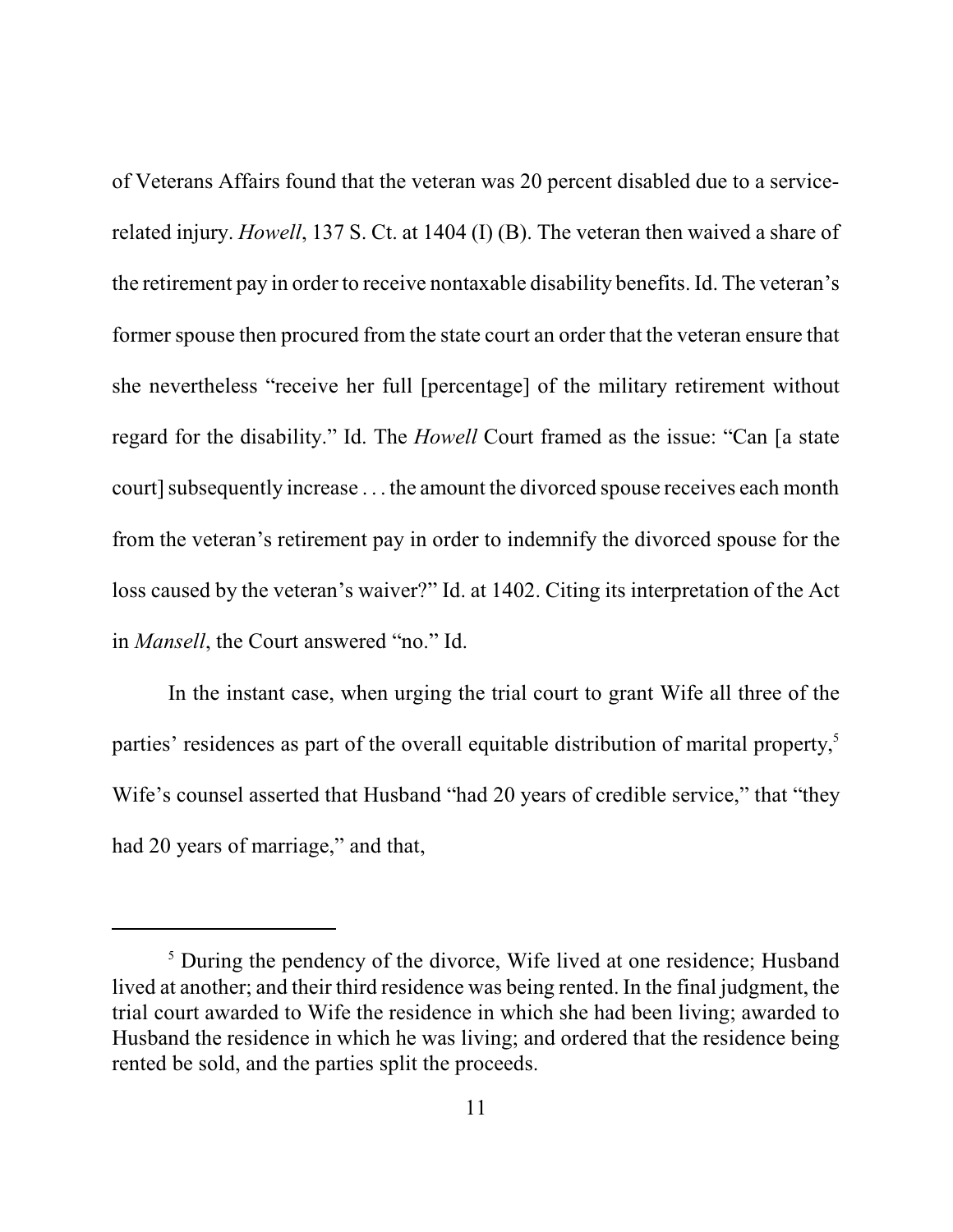of Veterans Affairs found that the veteran was 20 percent disabled due to a service-related injury. *Howell*, 137 S. Ct. at 1404 (I) (B). The veteran then waived a share of the retirement pay in order to receive nontaxable disability benefits. Id. The veteran's former spouse then procured from the state court an order that the veteran ensure that she nevertheless "receive her full [percentage] of the military retirement without regard for the disability." Id. The *Howell* Court framed as the issue: "Can [a state court] subsequently increase . . . the amount the divorced spouse receives each month from the veteran's retirement pay in order to indemnify the divorced spouse for the loss caused by the veteran's waiver?" Id. at 1402. Citing its interpretation of the Act in *Mansell*, the Court answered "no." Id.

In the instant case, when urging the trial court to grant Wife all three of the parties' residences as part of the overall equitable distribution of marital property,[5] Wife's counsel asserted that Husband "had 20 years of credible service," that "they had 20 years of marriage," and that,

---

[5] During the pendency of the divorce, Wife lived at one residence; Husband lived at another; and their third residence was being rented. In the final judgment, the trial court awarded to Wife the residence in which she had been living; awarded to Husband the residence in which he was living; and ordered that the residence being rented be sold, and the parties split the proceeds.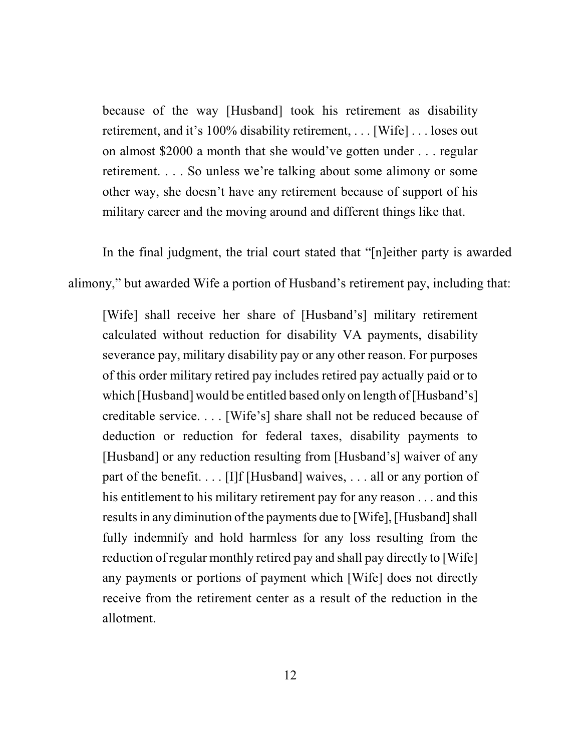> because of the way [Husband] took his retirement as disability retirement, and it's 100% disability retirement, . . . [Wife] . . . loses out on almost $2000 a month that she would've gotten under . . . regular retirement. . . . So unless we're talking about some alimony or some other way, she doesn't have any retirement because of support of his military career and the moving around and different things like that.

In the final judgment, the trial court stated that "[n]either party is awarded alimony," but awarded Wife a portion of Husband's retirement pay, including that:

> [Wife] shall receive her share of [Husband's] military retirement calculated without reduction for disability VA payments, disability severance pay, military disability pay or any other reason. For purposes of this order military retired pay includes retired pay actually paid or to which [Husband] would be entitled based only on length of [Husband's] creditable service. . . . [Wife's] share shall not be reduced because of deduction or reduction for federal taxes, disability payments to [Husband] or any reduction resulting from [Husband's] waiver of any part of the benefit. . . . [I]f [Husband] waives, . . . all or any portion of his entitlement to his military retirement pay for any reason . . . and this results in any diminution of the payments due to [Wife], [Husband] shall fully indemnify and hold harmless for any loss resulting from the reduction of regular monthly retired pay and shall pay directly to [Wife] any payments or portions of payment which [Wife] does not directly receive from the retirement center as a result of the reduction in the allotment.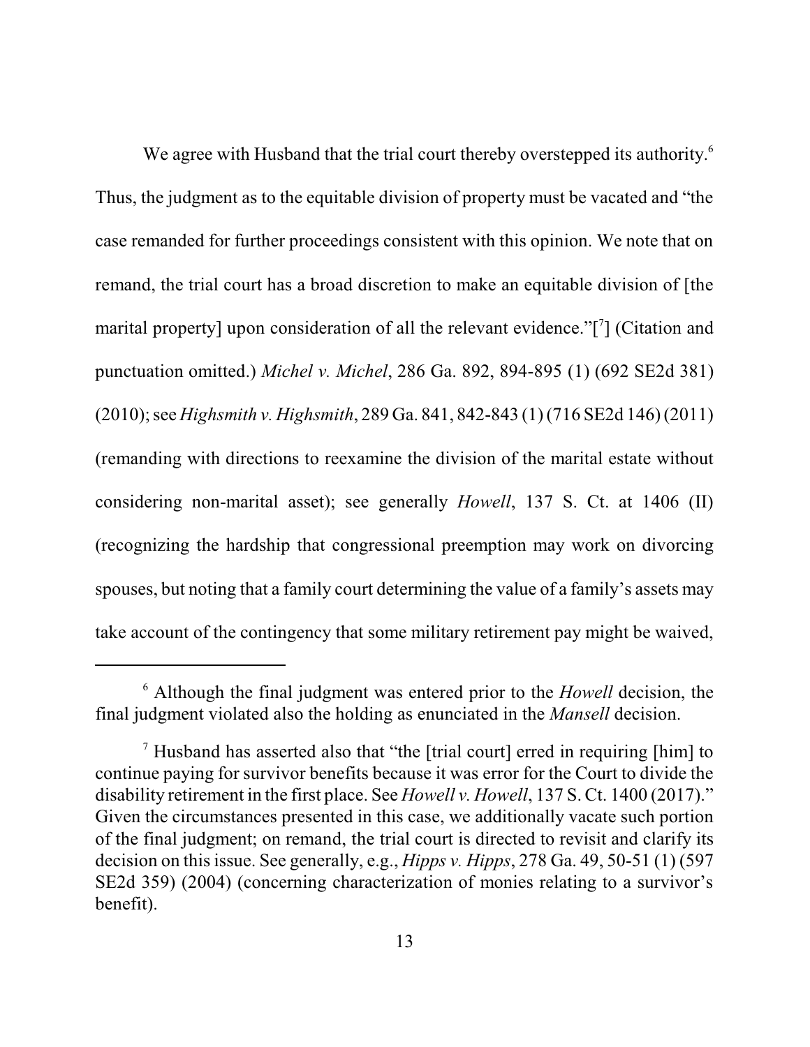We agree with Husband that the trial court thereby overstepped its authority.[6] Thus, the judgment as to the equitable division of property must be vacated and "the case remanded for further proceedings consistent with this opinion. We note that on remand, the trial court has a broad discretion to make an equitable division of [the marital property] upon consideration of all the relevant evidence."[7] (Citation and punctuation omitted.) *Michel v. Michel*, 286 Ga. 892, 894-895 (1) (692 SE2d 381) (2010); see *Highsmith v. Highsmith*, 289 Ga. 841, 842-843 (1) (716 SE2d 146) (2011) (remanding with directions to reexamine the division of the marital estate without considering non-marital asset); see generally *Howell*, 137 S. Ct. at 1406 (II) (recognizing the hardship that congressional preemption may work on divorcing spouses, but noting that a family court determining the value of a family's assets may take account of the contingency that some military retirement pay might be waived,

---

[6] Although the final judgment was entered prior to the *Howell* decision, the final judgment violated also the holding as enunciated in the *Mansell* decision.

[7] Husband has asserted also that "the [trial court] erred in requiring [him] to continue paying for survivor benefits because it was error for the Court to divide the disability retirement in the first place. See *Howell v. Howell*, 137 S. Ct. 1400 (2017)." Given the circumstances presented in this case, we additionally vacate such portion of the final judgment; on remand, the trial court is directed to revisit and clarify its decision on this issue. See generally, e.g., *Hipps v. Hipps*, 278 Ga. 49, 50-51 (1) (597 SE2d 359) (2004) (concerning characterization of monies relating to a survivor's benefit).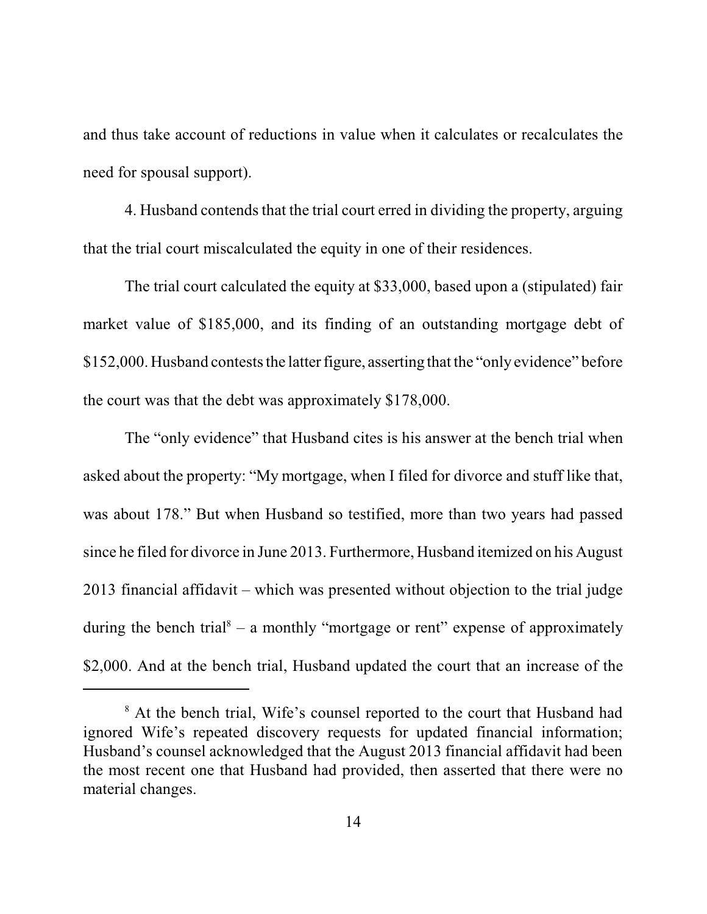and thus take account of reductions in value when it calculates or recalculates the need for spousal support).

4. Husband contends that the trial court erred in dividing the property, arguing that the trial court miscalculated the equity in one of their residences.

The trial court calculated the equity at $33,000, based upon a (stipulated) fair market value of $185,000, and its finding of an outstanding mortgage debt of $152,000. Husband contests the latter figure, asserting that the "only evidence" before the court was that the debt was approximately $178,000.

The "only evidence" that Husband cites is his answer at the bench trial when asked about the property: "My mortgage, when I filed for divorce and stuff like that, was about 178." But when Husband so testified, more than two years had passed since he filed for divorce in June 2013. Furthermore, Husband itemized on his August 2013 financial affidavit – which was presented without objection to the trial judge during the bench trial[8] – a monthly "mortgage or rent" expense of approximately $2,000. And at the bench trial, Husband updated the court that an increase of the

[8] At the bench trial, Wife's counsel reported to the court that Husband had ignored Wife's repeated discovery requests for updated financial information; Husband's counsel acknowledged that the August 2013 financial affidavit had been the most recent one that Husband had provided, then asserted that there were no material changes.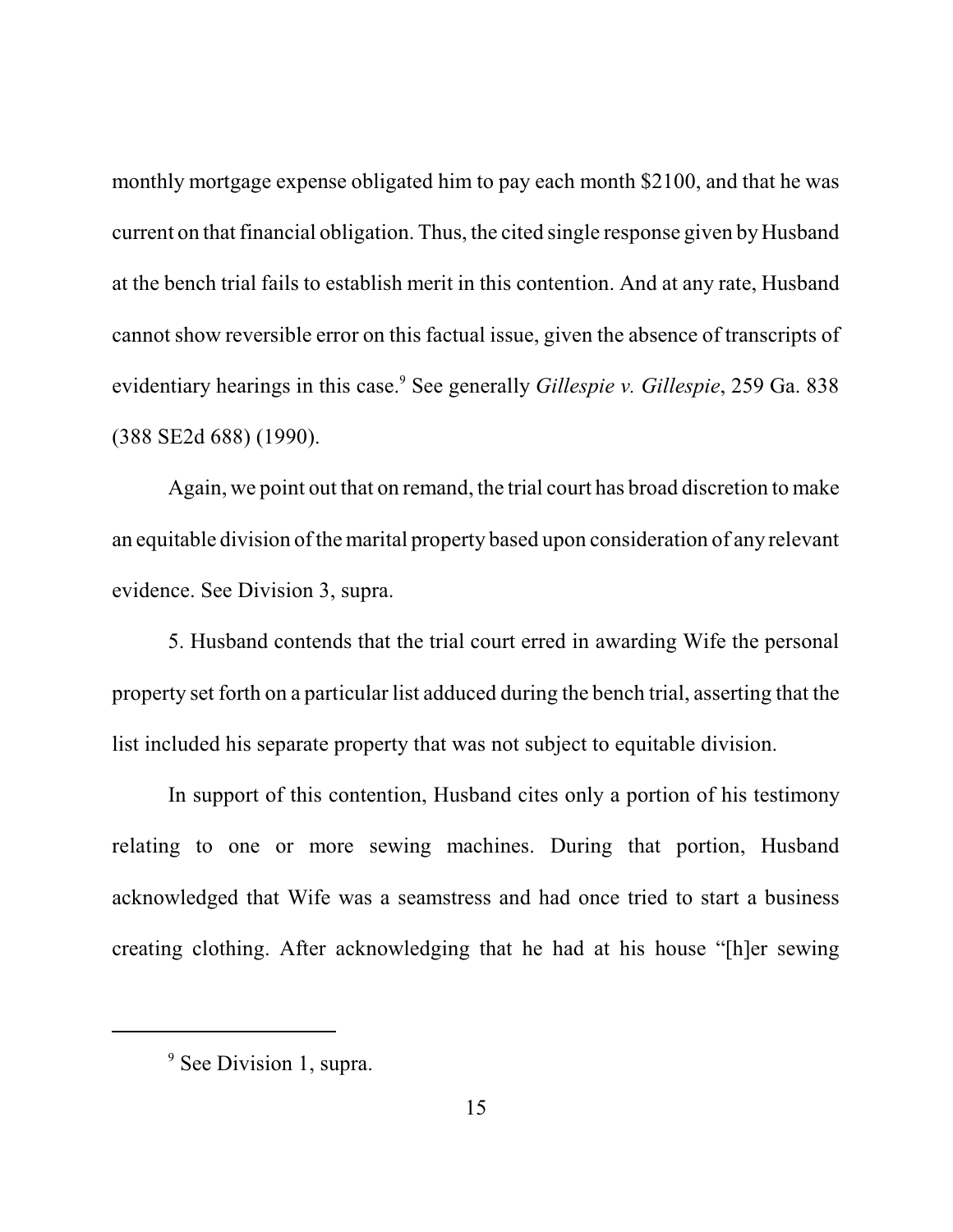monthly mortgage expense obligated him to pay each month $2100, and that he was current on that financial obligation. Thus, the cited single response given by Husband at the bench trial fails to establish merit in this contention. And at any rate, Husband cannot show reversible error on this factual issue, given the absence of transcripts of evidentiary hearings in this case.[9] See generally *Gillespie v. Gillespie*, 259 Ga. 838 (388 SE2d 688) (1990).

Again, we point out that on remand, the trial court has broad discretion to make an equitable division of the marital property based upon consideration of any relevant evidence. See Division 3, supra.

5. Husband contends that the trial court erred in awarding Wife the personal property set forth on a particular list adduced during the bench trial, asserting that the list included his separate property that was not subject to equitable division.

In support of this contention, Husband cites only a portion of his testimony relating to one or more sewing machines. During that portion, Husband acknowledged that Wife was a seamstress and had once tried to start a business creating clothing. After acknowledging that he had at his house "[h]er sewing

---

[9] See Division 1, supra.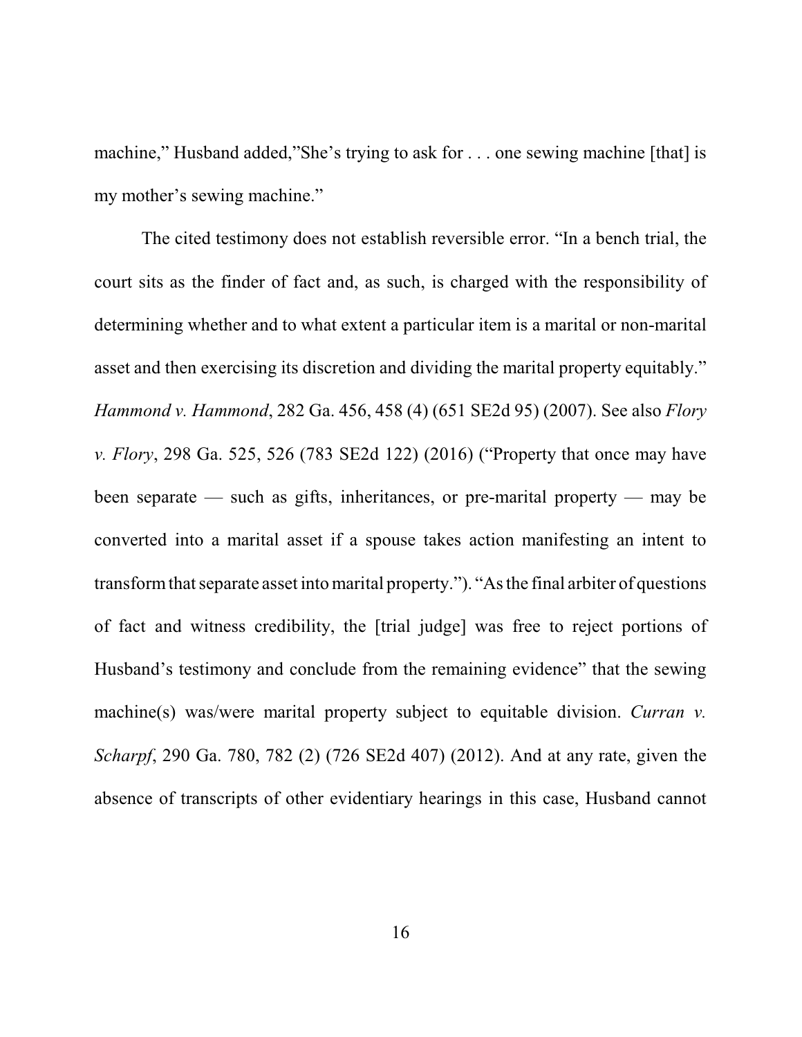machine," Husband added,"She's trying to ask for . . . one sewing machine [that] is my mother's sewing machine."

The cited testimony does not establish reversible error. "In a bench trial, the court sits as the finder of fact and, as such, is charged with the responsibility of determining whether and to what extent a particular item is a marital or non-marital asset and then exercising its discretion and dividing the marital property equitably." *Hammond v. Hammond*, 282 Ga. 456, 458 (4) (651 SE2d 95) (2007). See also *Flory v. Flory*, 298 Ga. 525, 526 (783 SE2d 122) (2016) ("Property that once may have been separate — such as gifts, inheritances, or pre-marital property — may be converted into a marital asset if a spouse takes action manifesting an intent to transform that separate asset into marital property."). "As the final arbiter of questions of fact and witness credibility, the [trial judge] was free to reject portions of Husband's testimony and conclude from the remaining evidence" that the sewing machine(s) was/were marital property subject to equitable division. *Curran v. Scharpf*, 290 Ga. 780, 782 (2) (726 SE2d 407) (2012). And at any rate, given the absence of transcripts of other evidentiary hearings in this case, Husband cannot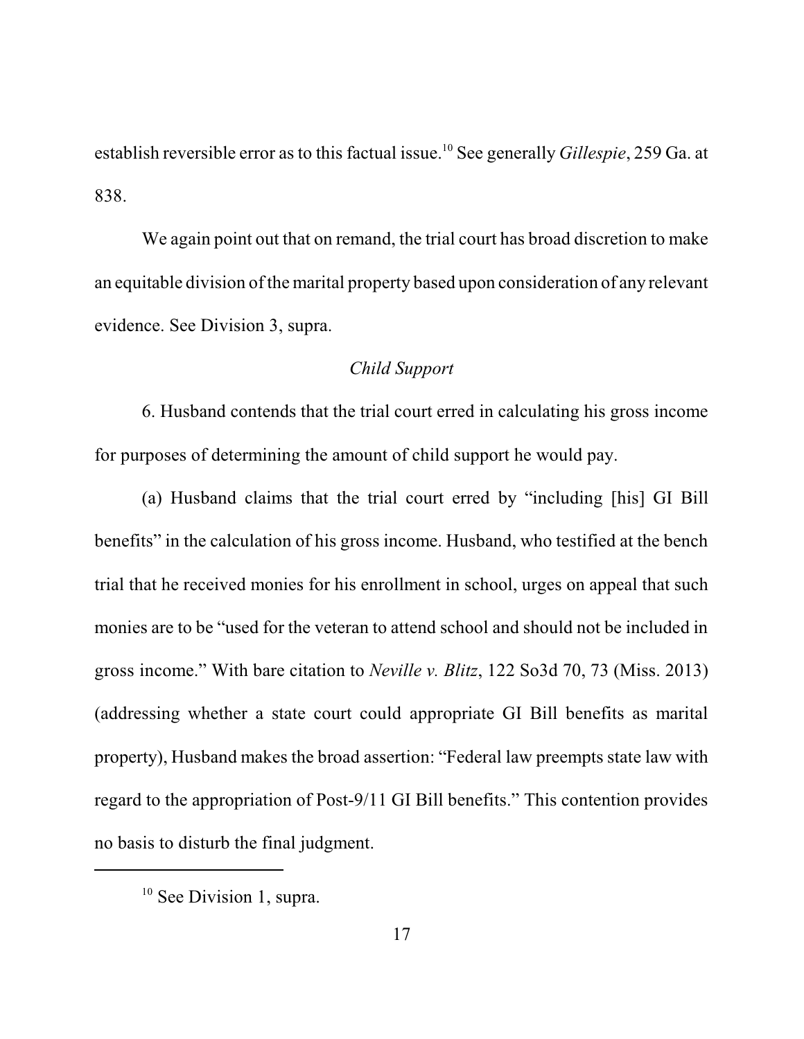establish reversible error as to this factual issue.[10] See generally *Gillespie*, 259 Ga. at 838.

We again point out that on remand, the trial court has broad discretion to make an equitable division of the marital property based upon consideration of any relevant evidence. See Division 3, supra.

*Child Support*

6. Husband contends that the trial court erred in calculating his gross income for purposes of determining the amount of child support he would pay.

(a) Husband claims that the trial court erred by "including [his] GI Bill benefits" in the calculation of his gross income. Husband, who testified at the bench trial that he received monies for his enrollment in school, urges on appeal that such monies are to be "used for the veteran to attend school and should not be included in gross income." With bare citation to *Neville v. Blitz*, 122 So3d 70, 73 (Miss. 2013) (addressing whether a state court could appropriate GI Bill benefits as marital property), Husband makes the broad assertion: "Federal law preempts state law with regard to the appropriation of Post-9/11 GI Bill benefits." This contention provides no basis to disturb the final judgment.

---

[10] See Division 1, supra.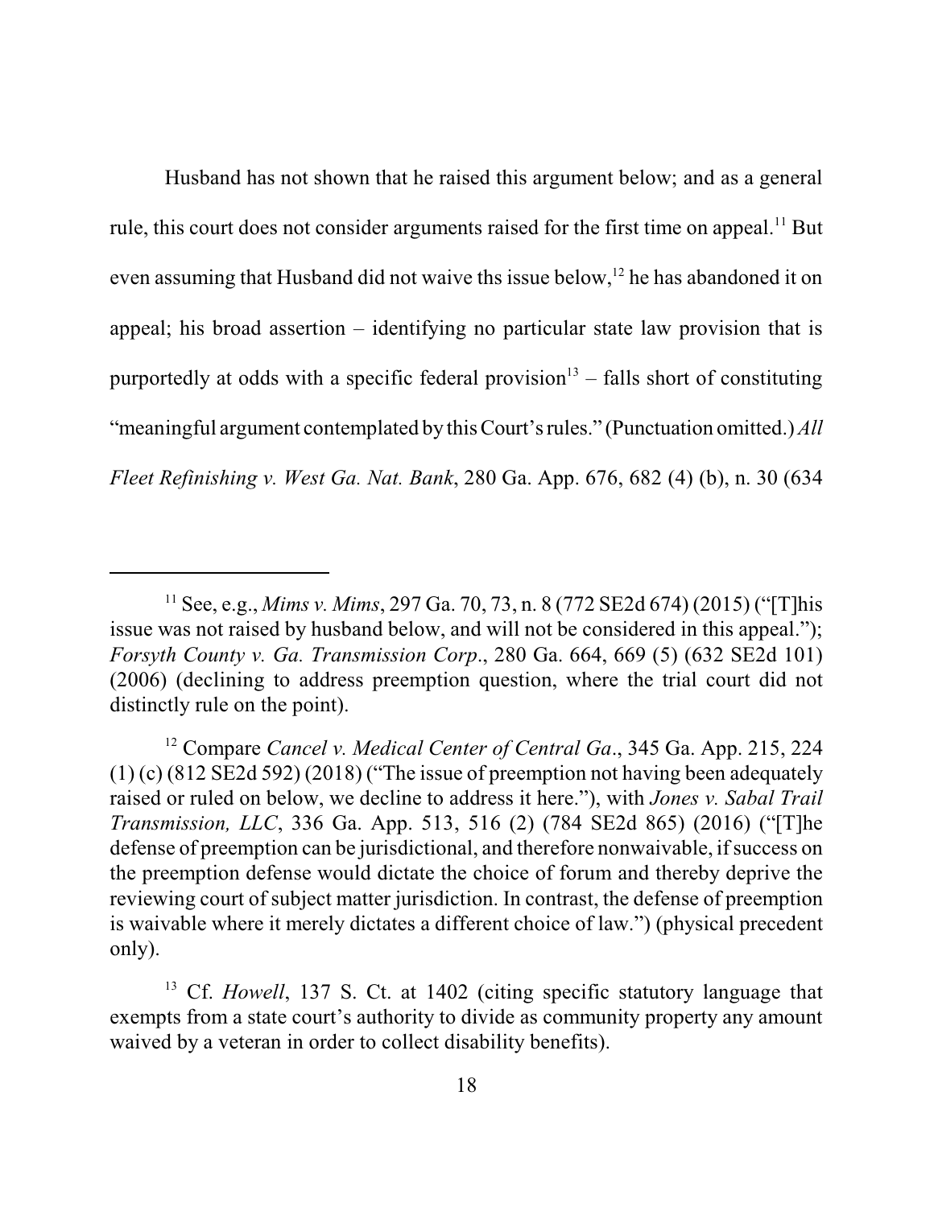Husband has not shown that he raised this argument below; and as a general rule, this court does not consider arguments raised for the first time on appeal.[11] But even assuming that Husband did not waive ths issue below,[12] he has abandoned it on appeal; his broad assertion – identifying no particular state law provision that is purportedly at odds with a specific federal provision[13] – falls short of constituting "meaningful argument contemplated by this Court's rules." (Punctuation omitted.) *All Fleet Refinishing v. West Ga. Nat. Bank*, 280 Ga. App. 676, 682 (4) (b), n. 30 (634

---

[11] See, e.g., *Mims v. Mims*, 297 Ga. 70, 73, n. 8 (772 SE2d 674) (2015) ("[T]his issue was not raised by husband below, and will not be considered in this appeal."); *Forsyth County v. Ga. Transmission Corp*., 280 Ga. 664, 669 (5) (632 SE2d 101) (2006) (declining to address preemption question, where the trial court did not distinctly rule on the point).

[12] Compare *Cancel v. Medical Center of Central Ga*., 345 Ga. App. 215, 224 (1) (c) (812 SE2d 592) (2018) ("The issue of preemption not having been adequately raised or ruled on below, we decline to address it here."), with *Jones v. Sabal Trail Transmission, LLC*, 336 Ga. App. 513, 516 (2) (784 SE2d 865) (2016) ("[T]he defense of preemption can be jurisdictional, and therefore nonwaivable, if success on the preemption defense would dictate the choice of forum and thereby deprive the reviewing court of subject matter jurisdiction. In contrast, the defense of preemption is waivable where it merely dictates a different choice of law.") (physical precedent only).

[13] Cf. *Howell*, 137 S. Ct. at 1402 (citing specific statutory language that exempts from a state court's authority to divide as community property any amount waived by a veteran in order to collect disability benefits).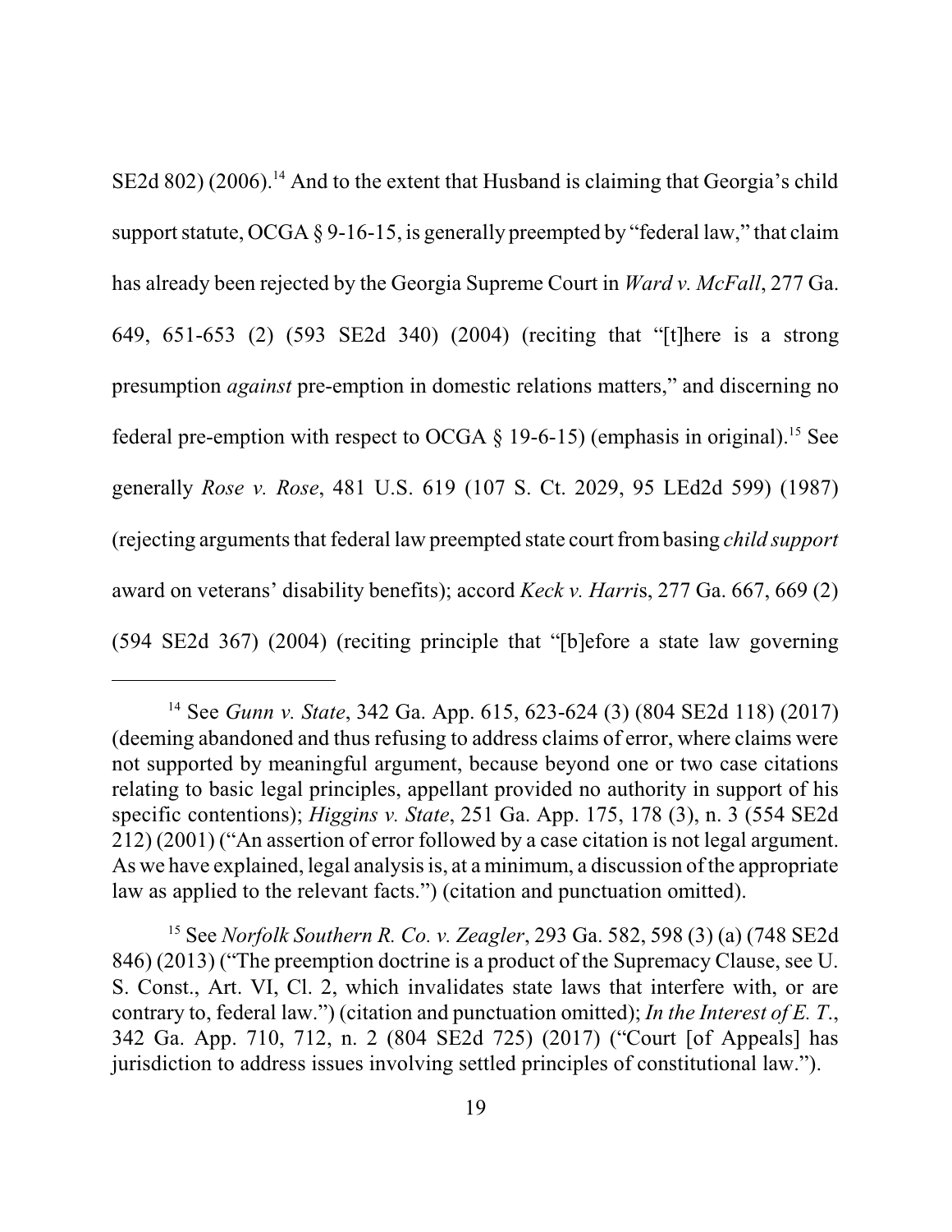SE2d 802) (2006).[14] And to the extent that Husband is claiming that Georgia's child support statute, OCGA § 9-16-15, is generally preempted by "federal law," that claim has already been rejected by the Georgia Supreme Court in *Ward v. McFall*, 277 Ga. 649, 651-653 (2) (593 SE2d 340) (2004) (reciting that "[t]here is a strong presumption *against* pre-emption in domestic relations matters," and discerning no federal pre-emption with respect to OCGA § 19-6-15) (emphasis in original).[15] See generally *Rose v. Rose*, 481 U.S. 619 (107 S. Ct. 2029, 95 LEd2d 599) (1987) (rejecting arguments that federal law preempted state court from basing *child support* award on veterans' disability benefits); accord *Keck v. Harris*, 277 Ga. 667, 669 (2) (594 SE2d 367) (2004) (reciting principle that "[b]efore a state law governing

---

[14] See *Gunn v. State*, 342 Ga. App. 615, 623-624 (3) (804 SE2d 118) (2017) (deeming abandoned and thus refusing to address claims of error, where claims were not supported by meaningful argument, because beyond one or two case citations relating to basic legal principles, appellant provided no authority in support of his specific contentions); *Higgins v. State*, 251 Ga. App. 175, 178 (3), n. 3 (554 SE2d 212) (2001) ("An assertion of error followed by a case citation is not legal argument. As we have explained, legal analysis is, at a minimum, a discussion of the appropriate law as applied to the relevant facts.") (citation and punctuation omitted).

[15] See *Norfolk Southern R. Co. v. Zeagler*, 293 Ga. 582, 598 (3) (a) (748 SE2d 846) (2013) ("The preemption doctrine is a product of the Supremacy Clause, see U. S. Const., Art. VI, Cl. 2, which invalidates state laws that interfere with, or are contrary to, federal law.") (citation and punctuation omitted); *In the Interest of E. T.*, 342 Ga. App. 710, 712, n. 2 (804 SE2d 725) (2017) ("Court [of Appeals] has jurisdiction to address issues involving settled principles of constitutional law.").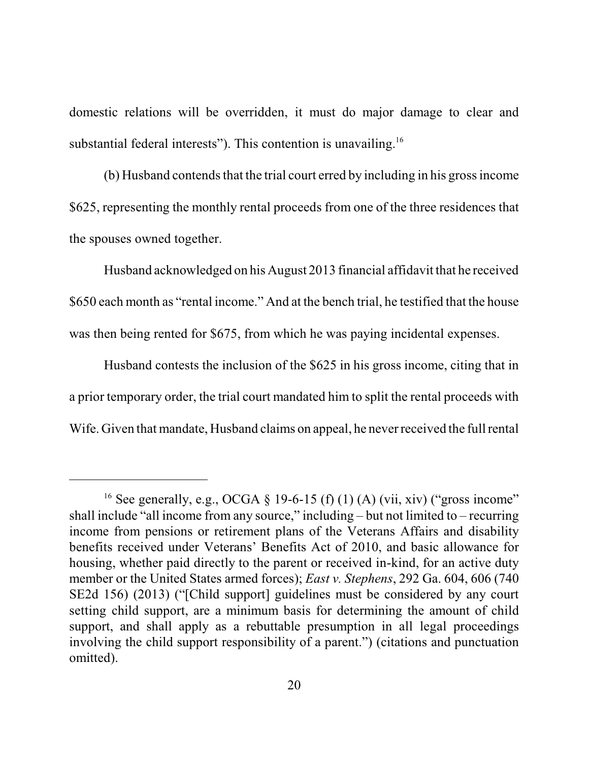domestic relations will be overridden, it must do major damage to clear and substantial federal interests"). This contention is unavailing.[16]

(b) Husband contends that the trial court erred by including in his gross income $625, representing the monthly rental proceeds from one of the three residences that the spouses owned together.

Husband acknowledged on his August 2013 financial affidavit that he received $650 each month as "rental income." And at the bench trial, he testified that the house was then being rented for $675, from which he was paying incidental expenses.

Husband contests the inclusion of the $625 in his gross income, citing that in a prior temporary order, the trial court mandated him to split the rental proceeds with Wife. Given that mandate, Husband claims on appeal, he never received the full rental

---

[16] See generally, e.g., OCGA § 19-6-15 (f) (1) (A) (vii, xiv) ("gross income" shall include "all income from any source," including – but not limited to – recurring income from pensions or retirement plans of the Veterans Affairs and disability benefits received under Veterans' Benefits Act of 2010, and basic allowance for housing, whether paid directly to the parent or received in-kind, for an active duty member or the United States armed forces); *East v. Stephens*, 292 Ga. 604, 606 (740 SE2d 156) (2013) ("[Child support] guidelines must be considered by any court setting child support, are a minimum basis for determining the amount of child support, and shall apply as a rebuttable presumption in all legal proceedings involving the child support responsibility of a parent.") (citations and punctuation omitted).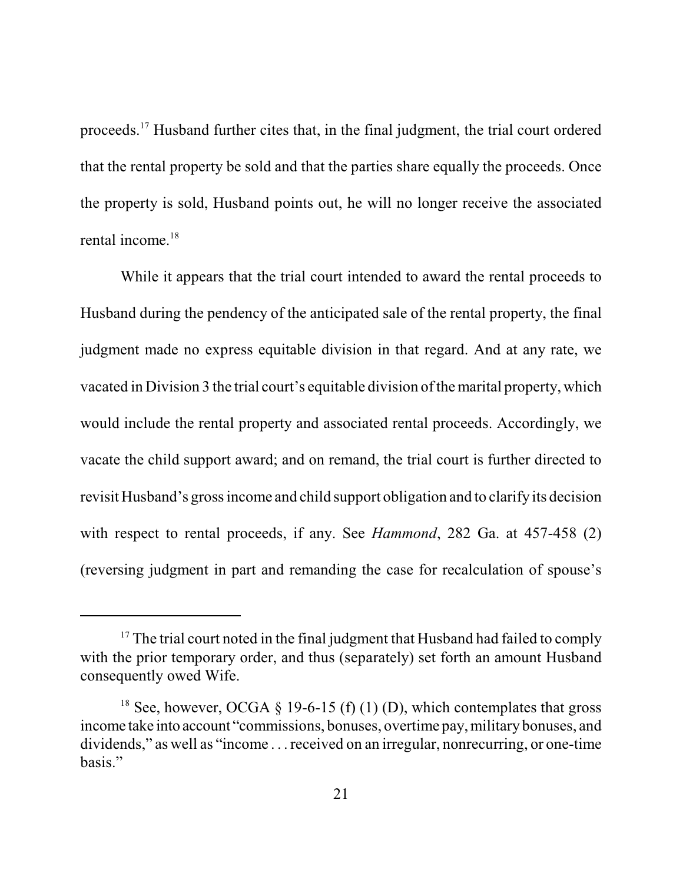proceeds.[17] Husband further cites that, in the final judgment, the trial court ordered that the rental property be sold and that the parties share equally the proceeds. Once the property is sold, Husband points out, he will no longer receive the associated rental income.[18]

While it appears that the trial court intended to award the rental proceeds to Husband during the pendency of the anticipated sale of the rental property, the final judgment made no express equitable division in that regard. And at any rate, we vacated in Division 3 the trial court's equitable division of the marital property, which would include the rental property and associated rental proceeds. Accordingly, we vacate the child support award; and on remand, the trial court is further directed to revisit Husband's gross income and child support obligation and to clarify its decision with respect to rental proceeds, if any. See *Hammond*, 282 Ga. at 457-458 (2) (reversing judgment in part and remanding the case for recalculation of spouse's

---

[17] The trial court noted in the final judgment that Husband had failed to comply with the prior temporary order, and thus (separately) set forth an amount Husband consequently owed Wife.

[18] See, however, OCGA § 19-6-15 (f) (1) (D), which contemplates that gross income take into account "commissions, bonuses, overtime pay, military bonuses, and dividends," as well as "income . . . received on an irregular, nonrecurring, or one-time basis."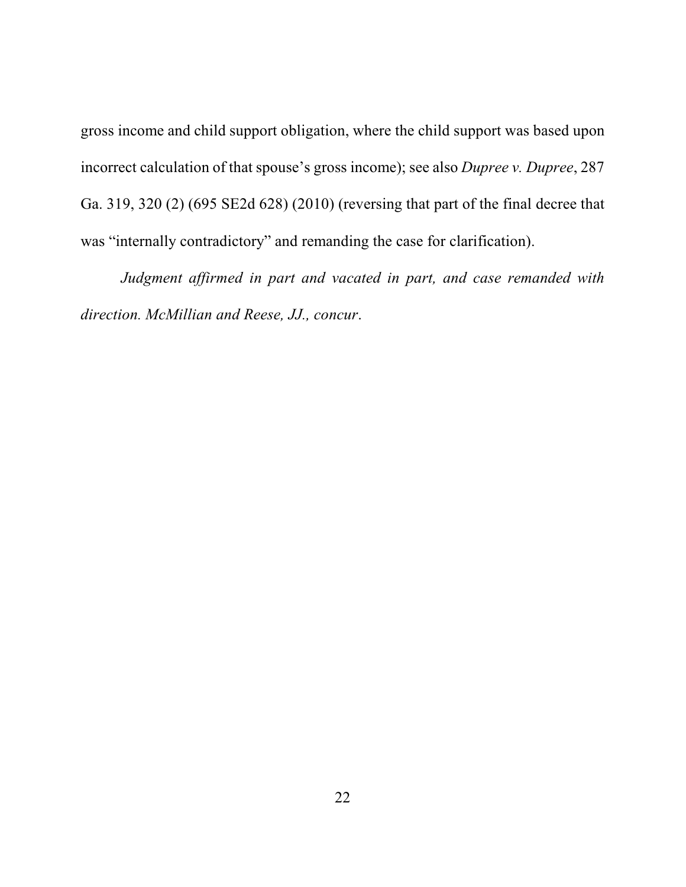gross income and child support obligation, where the child support was based upon incorrect calculation of that spouse's gross income); see also *Dupree v. Dupree*, 287 Ga. 319, 320 (2) (695 SE2d 628) (2010) (reversing that part of the final decree that was "internally contradictory" and remanding the case for clarification).

*Judgment affirmed in part and vacated in part, and case remanded with direction. McMillian and Reese, JJ., concur*.